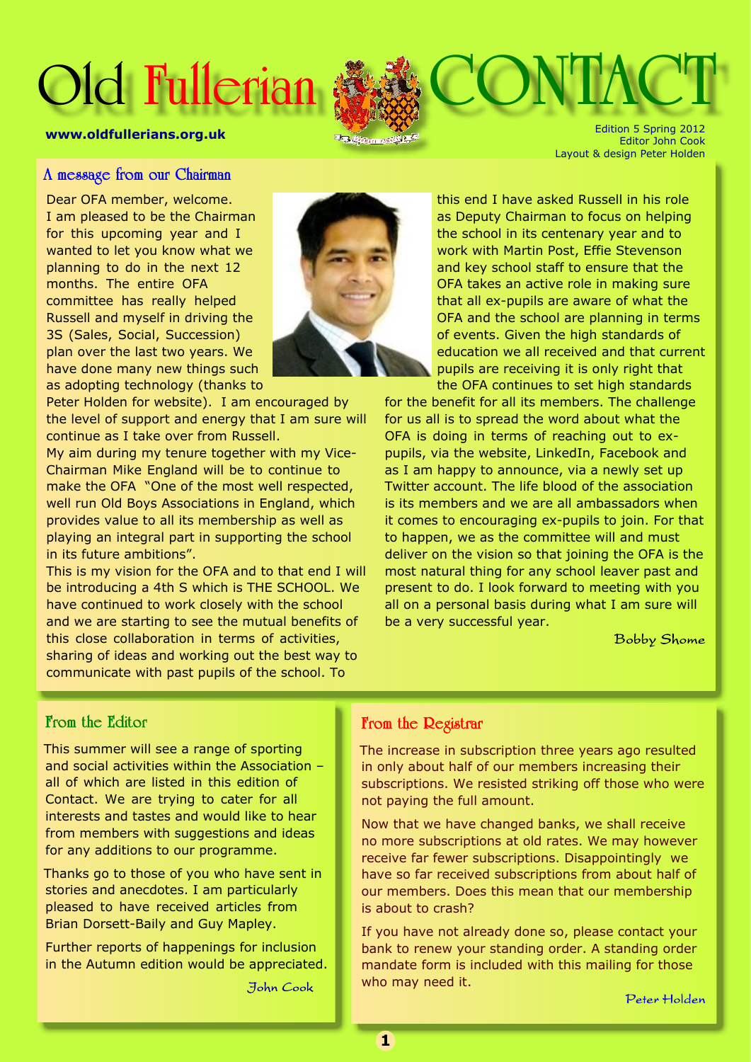# Old Fullerian CONTACT

**www.oldfullerians.org.uk**

Edition 5 Spring 2012
Editor John Cook
Layout & design Peter Holden

## A message from our Chairman

Dear OFA member, welcome.
I am pleased to be the Chairman for this upcoming year and I wanted to let you know what we planning to do in the next 12 months. The entire OFA committee has really helped Russell and myself in driving the 3S (Sales, Social, Succession) plan over the last two years. We have done many new things such as adopting technology (thanks to Peter Holden for website). I am encouraged by the level of support and energy that I am sure will continue as I take over from Russell.
My aim during my tenure together with my Vice-Chairman Mike England will be to continue to make the OFA "One of the most well respected, well run Old Boys Associations in England, which provides value to all its membership as well as playing an integral part in supporting the school in its future ambitions".
This is my vision for the OFA and to that end I will be introducing a 4th S which is THE SCHOOL. We have continued to work closely with the school and we are starting to see the mutual benefits of this close collaboration in terms of activities, sharing of ideas and working out the best way to communicate with past pupils of the school. To this end I have asked Russell in his role as Deputy Chairman to focus on helping the school in its centenary year and to work with Martin Post, Effie Stevenson and key school staff to ensure that the OFA takes an active role in making sure that all ex-pupils are aware of what the OFA and the school are planning in terms of events. Given the high standards of education we all received and that current pupils are receiving it is only right that the OFA continues to set high standards for the benefit for all its members. The challenge for us all is to spread the word about what the OFA is doing in terms of reaching out to ex-pupils, via the website, LinkedIn, Facebook and as I am happy to announce, via a newly set up Twitter account. The life blood of the association is its members and we are all ambassadors when it comes to encouraging ex-pupils to join. For that to happen, we as the committee will and must deliver on the vision so that joining the OFA is the most natural thing for any school leaver past and present to do. I look forward to meeting with you all on a personal basis during what I am sure will be a very successful year.

*Bobby Shome*

## From the Editor

This summer will see a range of sporting and social activities within the Association – all of which are listed in this edition of Contact. We are trying to cater for all interests and tastes and would like to hear from members with suggestions and ideas for any additions to our programme.

Thanks go to those of you who have sent in stories and anecdotes. I am particularly pleased to have received articles from Brian Dorsett-Baily and Guy Mapley.

Further reports of happenings for inclusion in the Autumn edition would be appreciated.

*John Cook*

## From the Registrar

The increase in subscription three years ago resulted in only about half of our members increasing their subscriptions. We resisted striking off those who were not paying the full amount.

Now that we have changed banks, we shall receive no more subscriptions at old rates. We may however receive far fewer subscriptions. Disappointingly we have so far received subscriptions from about half of our members. Does this mean that our membership is about to crash?

If you have not already done so, please contact your bank to renew your standing order. A standing order mandate form is included with this mailing for those who may need it.

*Peter Holden*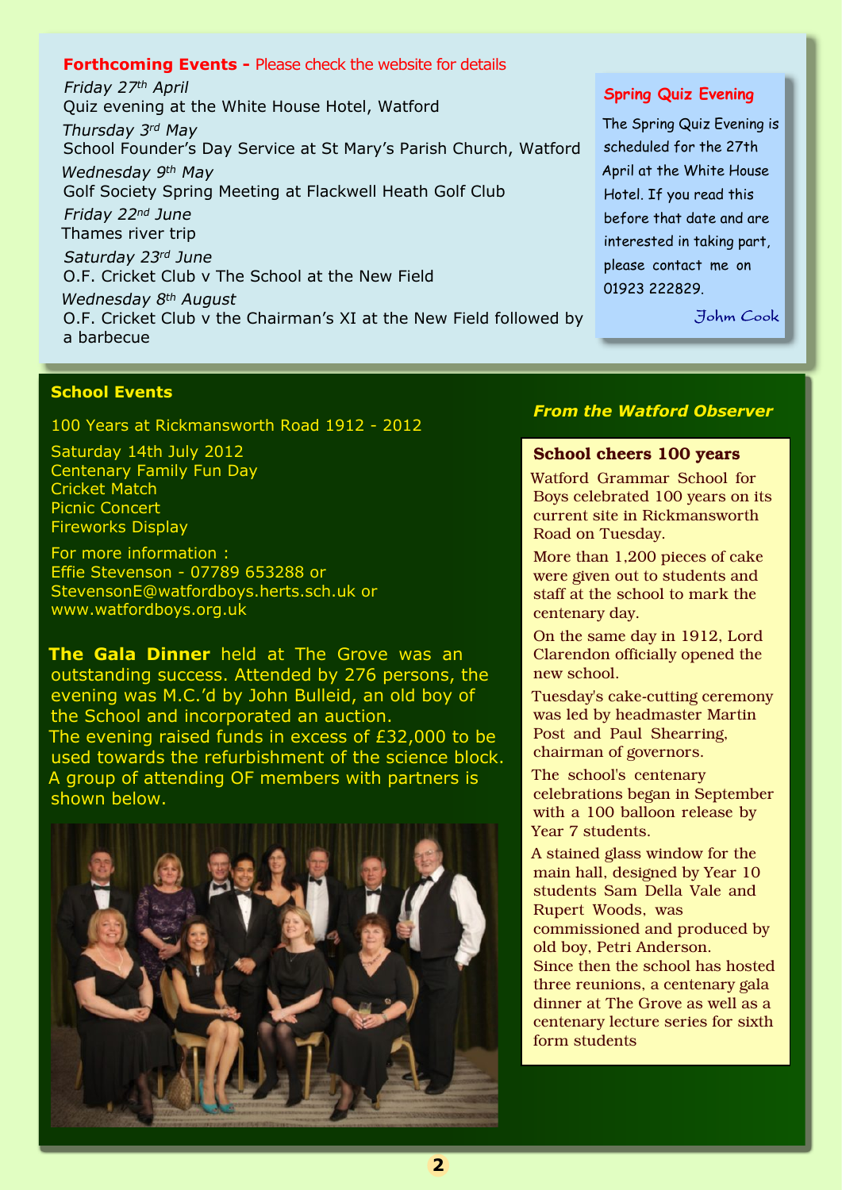**Forthcoming Events -** Please check the website for details

*Friday 27th April*
Quiz evening at the White House Hotel, Watford

*Thursday 3rd May*
School Founder's Day Service at St Mary's Parish Church, Watford

*Wednesday 9th May*
Golf Society Spring Meeting at Flackwell Heath Golf Club

*Friday 22nd June*
Thames river trip

*Saturday 23rd June*
O.F. Cricket Club v The School at the New Field

*Wednesday 8th August*
O.F. Cricket Club v the Chairman's XI at the New Field followed by a barbecue

**Spring Quiz Evening**

The Spring Quiz Evening is scheduled for the 27th April at the White House Hotel. If you read this before that date and are interested in taking part, please contact me on 01923 222829.

John Cook

**School Events**

100 Years at Rickmansworth Road 1912 - 2012

Saturday 14th July 2012
Centenary Family Fun Day
Cricket Match
Picnic Concert
Fireworks Display

For more information :
Effie Stevenson - 07789 653288 or
StevensonE@watfordboys.herts.sch.uk or
www.watfordboys.org.uk

**The Gala Dinner** held at The Grove was an outstanding success. Attended by 276 persons, the evening was M.C.'d by John Bulleid, an old boy of the School and incorporated an auction.
The evening raised funds in excess of £32,000 to be used towards the refurbishment of the science block.
A group of attending OF members with partners is shown below.

***From the Watford Observer***

**School cheers 100 years**

Watford Grammar School for Boys celebrated 100 years on its current site in Rickmansworth Road on Tuesday.

More than 1,200 pieces of cake were given out to students and staff at the school to mark the centenary day.

On the same day in 1912, Lord Clarendon officially opened the new school.

Tuesday's cake-cutting ceremony was led by headmaster Martin Post and Paul Shearring, chairman of governors.

The school's centenary celebrations began in September with a 100 balloon release by Year 7 students.

A stained glass window for the main hall, designed by Year 10 students Sam Della Vale and Rupert Woods, was commissioned and produced by old boy, Petri Anderson.
Since then the school has hosted three reunions, a centenary gala dinner at The Grove as well as a centenary lecture series for sixth form students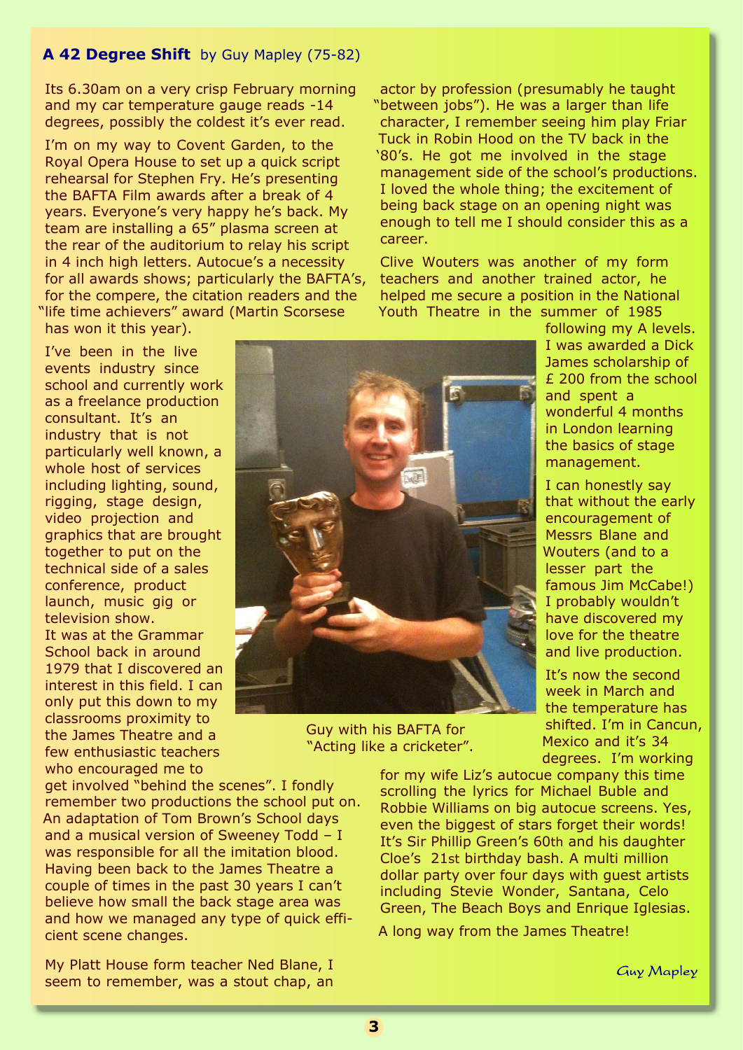## **A 42 Degree Shift** by Guy Mapley (75-82)

Its 6.30am on a very crisp February morning and my car temperature gauge reads -14 degrees, possibly the coldest it's ever read.

I'm on my way to Covent Garden, to the Royal Opera House to set up a quick script rehearsal for Stephen Fry. He's presenting the BAFTA Film awards after a break of 4 years. Everyone's very happy he's back. My team are installing a 65" plasma screen at the rear of the auditorium to relay his script in 4 inch high letters. Autocue's a necessity for all awards shows; particularly the BAFTA's, for the compere, the citation readers and the "life time achievers" award (Martin Scorsese has won it this year).

I've been in the live events industry since school and currently work as a freelance production consultant. It's an industry that is not particularly well known, a whole host of services including lighting, sound, rigging, stage design, video projection and graphics that are brought together to put on the technical side of a sales conference, product launch, music gig or television show.

It was at the Grammar School back in around 1979 that I discovered an interest in this field. I can only put this down to my classrooms proximity to the James Theatre and a few enthusiastic teachers who encouraged me to get involved "behind the scenes". I fondly remember two productions the school put on. An adaptation of Tom Brown's School days and a musical version of Sweeney Todd – I was responsible for all the imitation blood. Having been back to the James Theatre a couple of times in the past 30 years I can't believe how small the back stage area was and how we managed any type of quick efficient scene changes.

Guy with his BAFTA for "Acting like a cricketer".

My Platt House form teacher Ned Blane, I seem to remember, was a stout chap, an actor by profession (presumably he taught "between jobs"). He was a larger than life character, I remember seeing him play Friar Tuck in Robin Hood on the TV back in the '80's. He got me involved in the stage management side of the school's productions. I loved the whole thing; the excitement of being back stage on an opening night was enough to tell me I should consider this as a career.

Clive Wouters was another of my form teachers and another trained actor, he helped me secure a position in the National Youth Theatre in the summer of 1985 following my A levels. I was awarded a Dick James scholarship of £ 200 from the school and spent a wonderful 4 months in London learning the basics of stage management.

I can honestly say that without the early encouragement of Messrs Blane and Wouters (and to a lesser part the famous Jim McCabe!) I probably wouldn't have discovered my love for the theatre and live production.

It's now the second week in March and the temperature has shifted. I'm in Cancun, Mexico and it's 34 degrees. I'm working for my wife Liz's autocue company this time scrolling the lyrics for Michael Buble and Robbie Williams on big autocue screens. Yes, even the biggest of stars forget their words! It's Sir Phillip Green's 60th and his daughter Cloe's 21st birthday bash. A multi million dollar party over four days with guest artists including Stevie Wonder, Santana, Celo Green, The Beach Boys and Enrique Iglesias.

A long way from the James Theatre!

*Guy Mapley*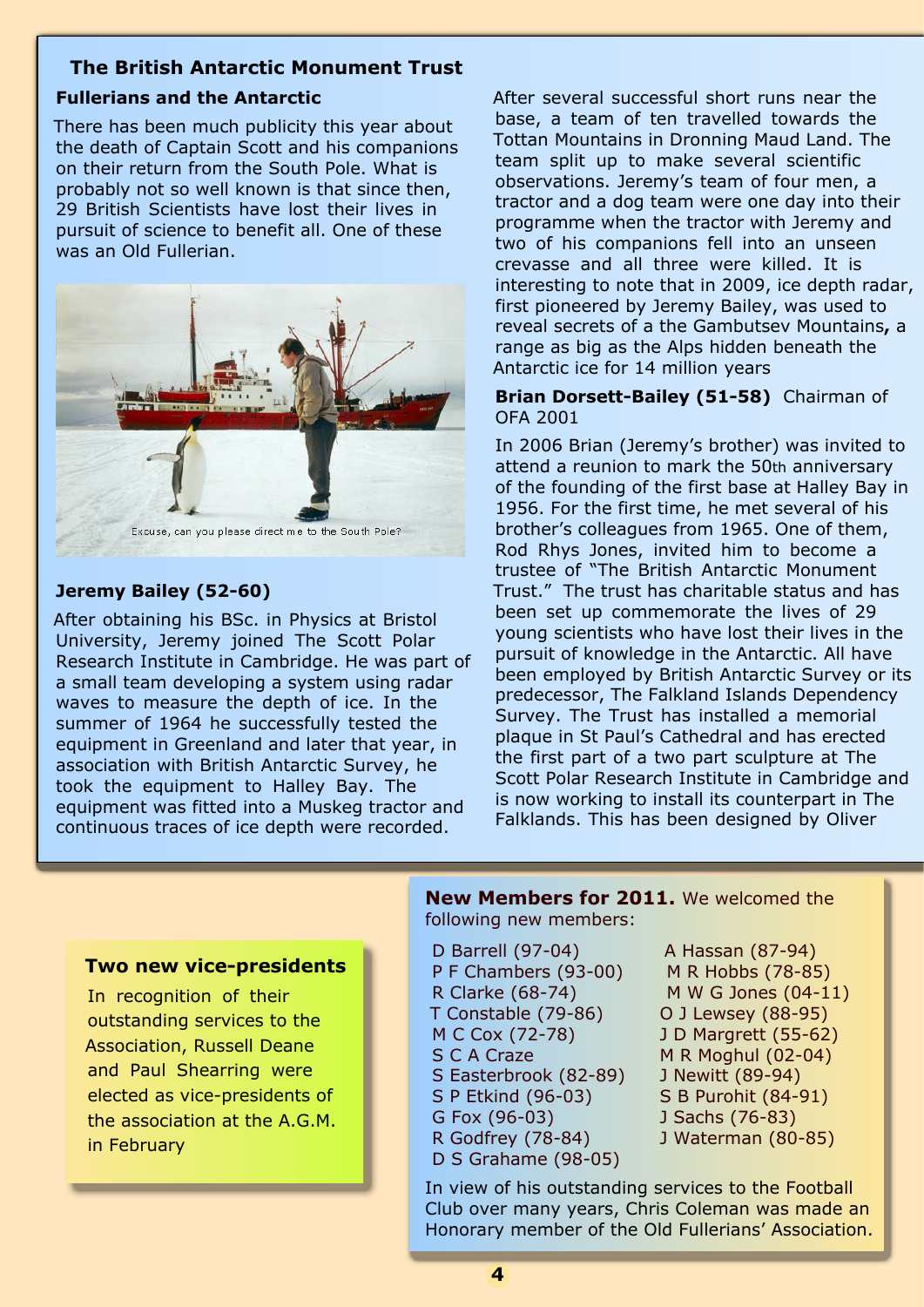## The British Antarctic Monument Trust

### Fullerians and the Antarctic

There has been much publicity this year about the death of Captain Scott and his companions on their return from the South Pole. What is probably not so well known is that since then, 29 British Scientists have lost their lives in pursuit of science to benefit all. One of these was an Old Fullerian.

Excuse, can you please direct me to the South Pole?

### Jeremy Bailey (52-60)

After obtaining his BSc. in Physics at Bristol University, Jeremy joined The Scott Polar Research Institute in Cambridge. He was part of a small team developing a system using radar waves to measure the depth of ice. In the summer of 1964 he successfully tested the equipment in Greenland and later that year, in association with British Antarctic Survey, he took the equipment to Halley Bay. The equipment was fitted into a Muskeg tractor and continuous traces of ice depth were recorded.

After several successful short runs near the base, a team of ten travelled towards the Tottan Mountains in Dronning Maud Land. The team split up to make several scientific observations. Jeremy's team of four men, a tractor and a dog team were one day into their programme when the tractor with Jeremy and two of his companions fell into an unseen crevasse and all three were killed. It is interesting to note that in 2009, ice depth radar, first pioneered by Jeremy Bailey, was used to reveal secrets of a the Gambutsev Mountains**,** a range as big as the Alps hidden beneath the Antarctic ice for 14 million years

**Brian Dorsett-Bailey (51-58)** Chairman of OFA 2001

In 2006 Brian (Jeremy's brother) was invited to attend a reunion to mark the 50th anniversary of the founding of the first base at Halley Bay in 1956. For the first time, he met several of his brother's colleagues from 1965. One of them, Rod Rhys Jones, invited him to become a trustee of "The British Antarctic Monument Trust." The trust has charitable status and has been set up commemorate the lives of 29 young scientists who have lost their lives in the pursuit of knowledge in the Antarctic. All have been employed by British Antarctic Survey or its predecessor, The Falkland Islands Dependency Survey. The Trust has installed a memorial plaque in St Paul's Cathedral and has erected the first part of a two part sculpture at The Scott Polar Research Institute in Cambridge and is now working to install its counterpart in The Falklands. This has been designed by Oliver

### Two new vice-presidents

In recognition of their outstanding services to the Association, Russell Deane and Paul Shearring were elected as vice-presidents of the association at the A.G.M. in February

**New Members for 2011.** We welcomed the following new members:

- D Barrell (97-04)
- P F Chambers (93-00)
- R Clarke (68-74)
- T Constable (79-86)
- M C Cox (72-78)
- S C A Craze
- S Easterbrook (82-89)
- S P Etkind (96-03)
- G Fox (96-03)
- R Godfrey (78-84)
- D S Grahame (98-05)
- A Hassan (87-94)
- M R Hobbs (78-85)
- M W G Jones (04-11)
- O J Lewsey (88-95)
- J D Margrett (55-62)
- M R Moghul (02-04)
- J Newitt (89-94)
- S B Purohit (84-91)
- J Sachs (76-83)
- J Waterman (80-85)

In view of his outstanding services to the Football Club over many years, Chris Coleman was made an Honorary member of the Old Fullerians' Association.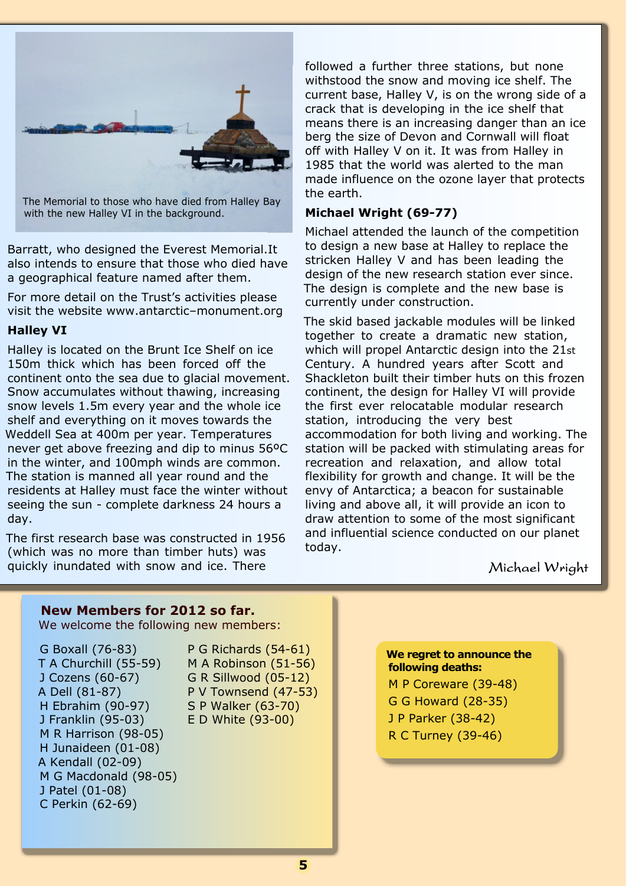The Memorial to those who have died from Halley Bay with the new Halley VI in the background.

Barratt, who designed the Everest Memorial.It also intends to ensure that those who died have a geographical feature named after them.

For more detail on the Trust's activities please visit the website www.antarctic–monument.org

### Halley VI

Halley is located on the Brunt Ice Shelf on ice 150m thick which has been forced off the continent onto the sea due to glacial movement. Snow accumulates without thawing, increasing snow levels 1.5m every year and the whole ice shelf and everything on it moves towards the Weddell Sea at 400m per year. Temperatures never get above freezing and dip to minus 56ºC in the winter, and 100mph winds are common. The station is manned all year round and the residents at Halley must face the winter without seeing the sun - complete darkness 24 hours a day.

The first research base was constructed in 1956 (which was no more than timber huts) was quickly inundated with snow and ice. There followed a further three stations, but none withstood the snow and moving ice shelf. The current base, Halley V, is on the wrong side of a crack that is developing in the ice shelf that means there is an increasing danger than an ice berg the size of Devon and Cornwall will float off with Halley V on it. It was from Halley in 1985 that the world was alerted to the man made influence on the ozone layer that protects the earth.

### Michael Wright (69-77)

Michael attended the launch of the competition to design a new base at Halley to replace the stricken Halley V and has been leading the design of the new research station ever since. The design is complete and the new base is currently under construction.

The skid based jackable modules will be linked together to create a dramatic new station, which will propel Antarctic design into the 21st Century. A hundred years after Scott and Shackleton built their timber huts on this frozen continent, the design for Halley VI will provide the first ever relocatable modular research station, introducing the very best accommodation for both living and working. The station will be packed with stimulating areas for recreation and relaxation, and allow total flexibility for growth and change. It will be the envy of Antarctica; a beacon for sustainable living and above all, it will provide an icon to draw attention to some of the most significant and influential science conducted on our planet today.

*Michael Wright*

## New Members for 2012 so far.

We welcome the following new members:

- G Boxall (76-83)
- T A Churchill (55-59)
- J Cozens (60-67)
- A Dell (81-87)
- H Ebrahim (90-97)
- J Franklin (95-03)
- M R Harrison (98-05)
- H Junaideen (01-08)
- A Kendall (02-09)
- M G Macdonald (98-05)
- J Patel (01-08)
- C Perkin (62-69)
- P G Richards (54-61)
- M A Robinson (51-56)
- G R Sillwood (05-12)
- P V Townsend (47-53)
- S P Walker (63-70)
- E D White (93-00)

**We regret to announce the following deaths:**

- M P Coreware (39-48)
- G G Howard (28-35)
- J P Parker (38-42)
- R C Turney (39-46)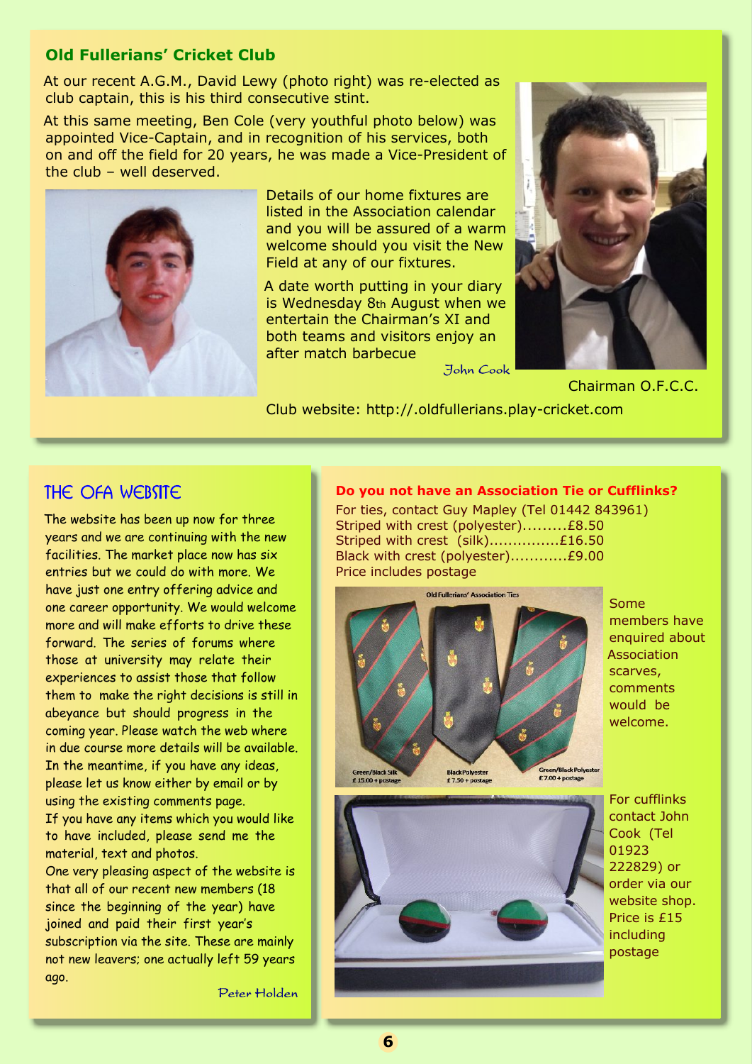## Old Fullerians' Cricket Club

At our recent A.G.M., David Lewy (photo right) was re-elected as club captain, this is his third consecutive stint.

At this same meeting, Ben Cole (very youthful photo below) was appointed Vice-Captain, and in recognition of his services, both on and off the field for 20 years, he was made a Vice-President of the club – well deserved.

Details of our home fixtures are listed in the Association calendar and you will be assured of a warm welcome should you visit the New Field at any of our fixtures.

A date worth putting in your diary is Wednesday 8th August when we entertain the Chairman's XI and both teams and visitors enjoy an after match barbecue

John Cook

Chairman O.F.C.C.

Club website: http://.oldfullerians.play-cricket.com

## THE OFA WEBSITE

The website has been up now for three years and we are continuing with the new facilities. The market place now has six entries but we could do with more. We have just one entry offering advice and one career opportunity. We would welcome more and will make efforts to drive these forward. The series of forums where those at university may relate their experiences to assist those that follow them to make the right decisions is still in abeyance but should progress in the coming year. Please watch the web where in due course more details will be available. In the meantime, if you have any ideas, please let us know either by email or by using the existing comments page.

If you have any items which you would like to have included, please send me the material, text and photos.

One very pleasing aspect of the website is that all of our recent new members (18 since the beginning of the year) have joined and paid their first year's subscription via the site. These are mainly not new leavers; one actually left 59 years ago.

Peter Holden

## Do you not have an Association Tie or Cufflinks?

For ties, contact Guy Mapley (Tel 01442 843961)

Striped with crest (polyester).........£8.50
Striped with crest (silk)...............£16.50
Black with crest (polyester)............£9.00
Price includes postage

Old Fullerians' Association Ties

Green/Black Silk £15.00 + postage
Black Polyester £7.50 + postage
Green/Black Polyester £7.00 + postage

Some members have enquired about Association scarves, comments would be welcome.

For cufflinks contact John Cook (Tel 01923 222829) or order via our website shop. Price is £15 including postage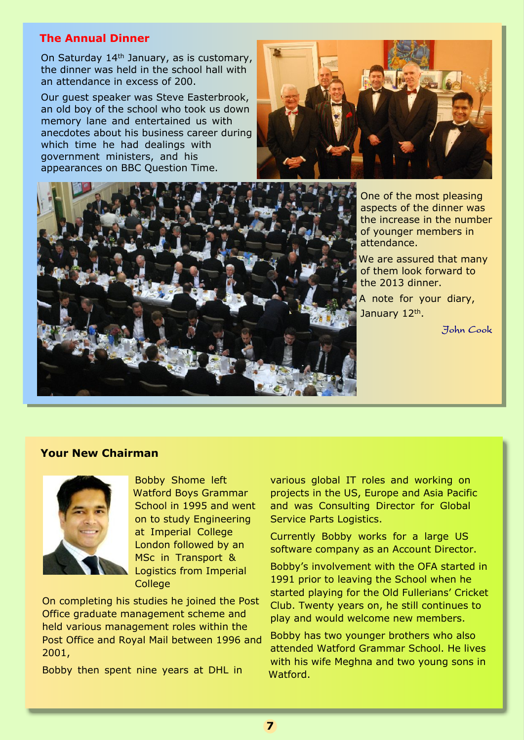## The Annual Dinner

On Saturday 14th January, as is customary, the dinner was held in the school hall with an attendance in excess of 200.

Our guest speaker was Steve Easterbrook, an old boy of the school who took us down memory lane and entertained us with anecdotes about his business career during which time he had dealings with government ministers, and his appearances on BBC Question Time.

One of the most pleasing aspects of the dinner was the increase in the number of younger members in attendance.

We are assured that many of them look forward to the 2013 dinner.

A note for your diary, January 12th.

*John Cook*

## Your New Chairman

Bobby Shome left Watford Boys Grammar School in 1995 and went on to study Engineering at Imperial College London followed by an MSc in Transport & Logistics from Imperial College

On completing his studies he joined the Post Office graduate management scheme and held various management roles within the Post Office and Royal Mail between 1996 and 2001,

Bobby then spent nine years at DHL in various global IT roles and working on projects in the US, Europe and Asia Pacific and was Consulting Director for Global Service Parts Logistics.

Currently Bobby works for a large US software company as an Account Director.

Bobby's involvement with the OFA started in 1991 prior to leaving the School when he started playing for the Old Fullerians' Cricket Club. Twenty years on, he still continues to play and would welcome new members.

Bobby has two younger brothers who also attended Watford Grammar School. He lives with his wife Meghna and two young sons in Watford.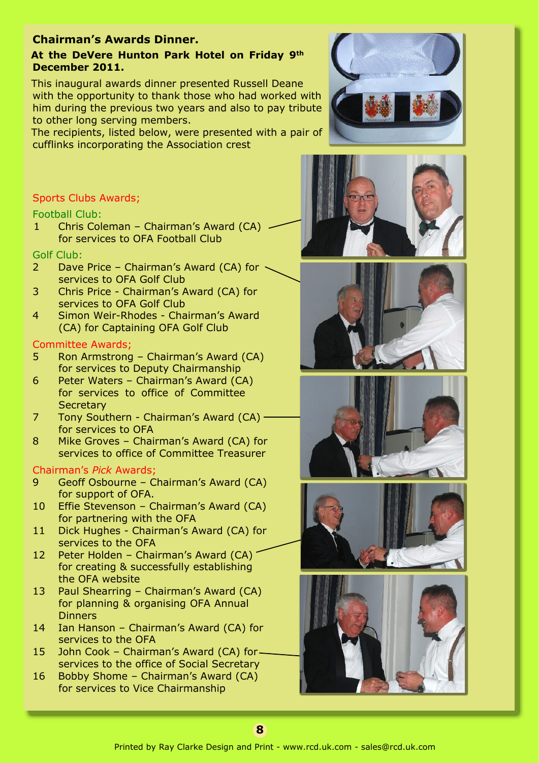## Chairman's Awards Dinner.

### At the DeVere Hunton Park Hotel on Friday 9th December 2011.

This inaugural awards dinner presented Russell Deane with the opportunity to thank those who had worked with him during the previous two years and also to pay tribute to other long serving members.

The recipients, listed below, were presented with a pair of cufflinks incorporating the Association crest

Sports Clubs Awards;

Football Club:

1. Chris Coleman – Chairman's Award (CA) for services to OFA Football Club

Golf Club:

2. Dave Price – Chairman's Award (CA) for services to OFA Golf Club
3. Chris Price - Chairman's Award (CA) for services to OFA Golf Club
4. Simon Weir-Rhodes - Chairman's Award (CA) for Captaining OFA Golf Club

Committee Awards;

5. Ron Armstrong – Chairman's Award (CA) for services to Deputy Chairmanship
6. Peter Waters – Chairman's Award (CA) for services to office of Committee Secretary
7. Tony Southern - Chairman's Award (CA) for services to OFA
8. Mike Groves – Chairman's Award (CA) for services to office of Committee Treasurer

Chairman's *Pick* Awards;

9. Geoff Osbourne – Chairman's Award (CA) for support of OFA.
10. Effie Stevenson – Chairman's Award (CA) for partnering with the OFA
11. Dick Hughes - Chairman's Award (CA) for services to the OFA
12. Peter Holden – Chairman's Award (CA) for creating & successfully establishing the OFA website
13. Paul Shearring – Chairman's Award (CA) for planning & organising OFA Annual Dinners
14. Ian Hanson – Chairman's Award (CA) for services to the OFA
15. John Cook – Chairman's Award (CA) for services to the office of Social Secretary
16. Bobby Shome – Chairman's Award (CA) for services to Vice Chairmanship

Printed by Ray Clarke Design and Print - www.rcd.uk.com - sales@rcd.uk.com